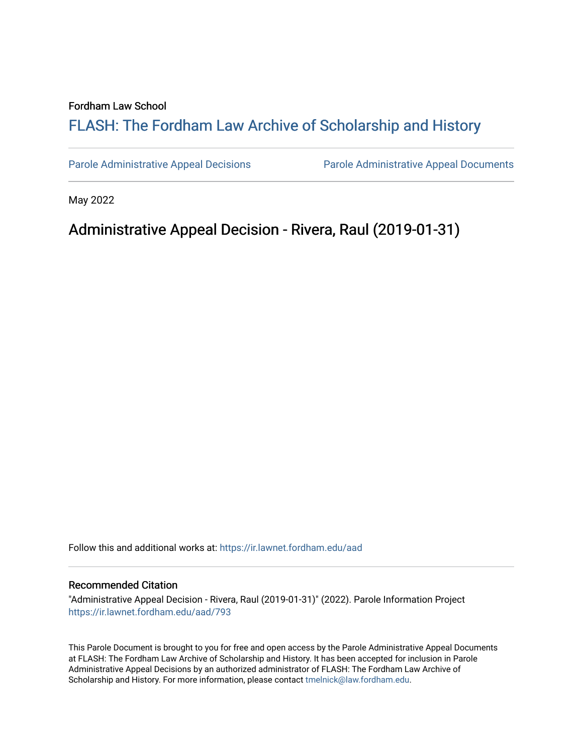Fordham Law School

# FLASH: The Fordham Law Archive of Scholarship and History

Parole Administrative Appeal Decisions | Parole Administrative Appeal Documents

May 2022

## Administrative Appeal Decision - Rivera, Raul (2019-01-31)

Follow this and additional works at: https://ir.lawnet.fordham.edu/aad

### Recommended Citation

"Administrative Appeal Decision - Rivera, Raul (2019-01-31)" (2022). Parole Information Project https://ir.lawnet.fordham.edu/aad/793

This Parole Document is brought to you for free and open access by the Parole Administrative Appeal Documents at FLASH: The Fordham Law Archive of Scholarship and History. It has been accepted for inclusion in Parole Administrative Appeal Decisions by an authorized administrator of FLASH: The Fordham Law Archive of Scholarship and History. For more information, please contact tmelnick@law.fordham.edu.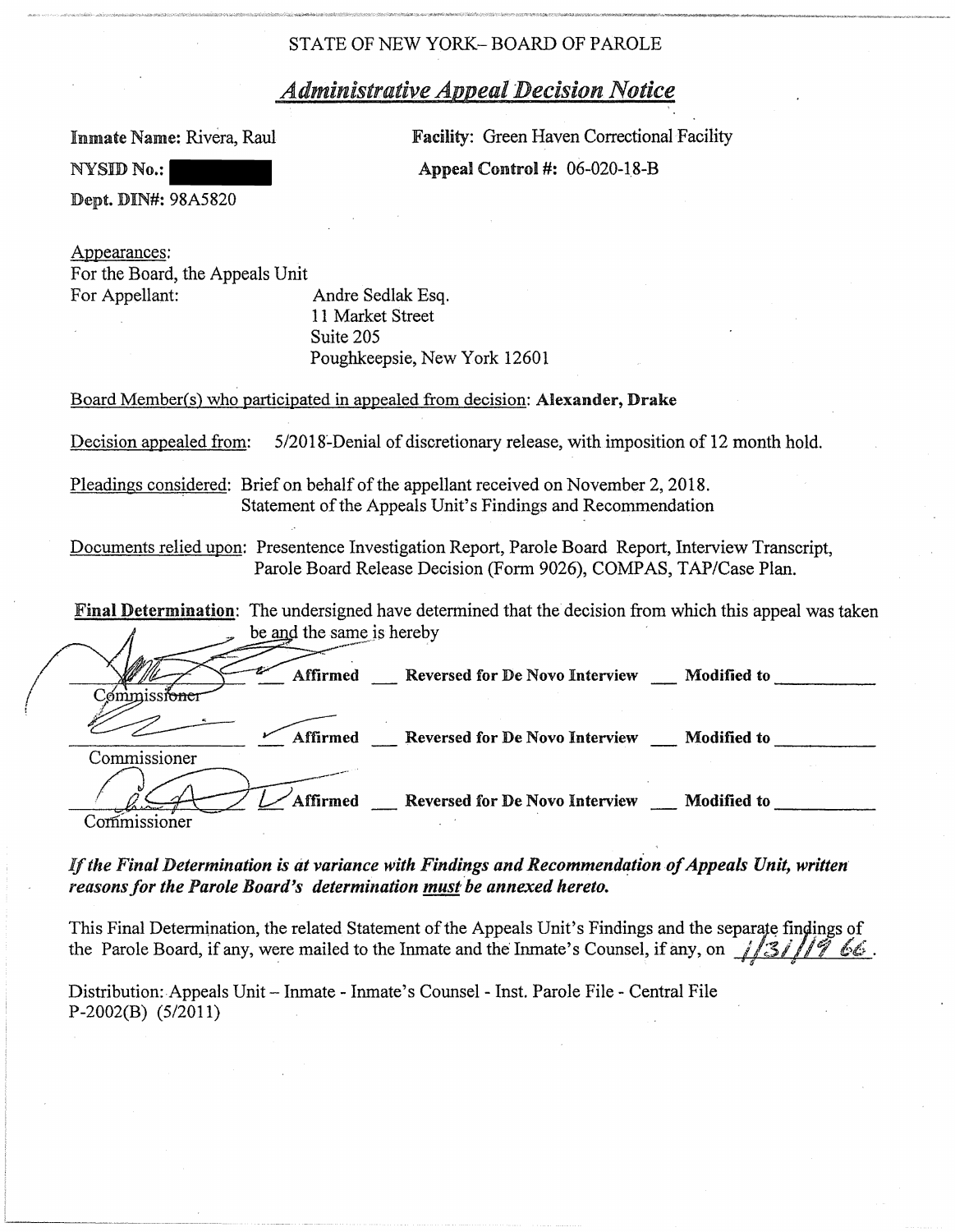STATE OF NEW YORK– BOARD OF PAROLE

## *Administrative Appeal Decision Notice*

**Inmate Name:** Rivera, Raul

**Facility:** Green Haven Correctional Facility

**NYSID No.:** [redacted]

**Appeal Control #:** 06-020-18-B

**Dept. DIN#:** 98A5820

Appearances:

For the Board, the Appeals Unit

For Appellant: Andre Sedlak Esq.
11 Market Street
Suite 205
Poughkeepsie, New York 12601

Board Member(s) who participated in appealed from decision: **Alexander, Drake**

Decision appealed from: 5/2018-Denial of discretionary release, with imposition of 12 month hold.

Pleadings considered: Brief on behalf of the appellant received on November 2, 2018.
Statement of the Appeals Unit's Findings and Recommendation

Documents relied upon: Presentence Investigation Report, Parole Board Report, Interview Transcript, Parole Board Release Decision (Form 9026), COMPAS, TAP/Case Plan.

**Final Determination**: The undersigned have determined that the decision from which this appeal was taken be and the same is hereby

| | | | |
|---|---|---|---|
| Commissioner | ✓ **Affirmed** | ___ **Reversed for De Novo Interview** | ___ **Modified to** ______ |
| Commissioner | ✓ **Affirmed** | ___ **Reversed for De Novo Interview** | ___ **Modified to** ______ |
| Commissioner | ✓ **Affirmed** | ___ **Reversed for De Novo Interview** | ___ **Modified to** ______ |

***If the Final Determination is at variance with Findings and Recommendation of Appeals Unit, written reasons for the Parole Board's determination must be annexed hereto.***

This Final Determination, the related Statement of the Appeals Unit's Findings and the separate findings of the Parole Board, if any, were mailed to the Inmate and the Inmate's Counsel, if any, on 1/31/19 GG.

Distribution: Appeals Unit – Inmate - Inmate's Counsel - Inst. Parole File - Central File
P-2002(B) (5/2011)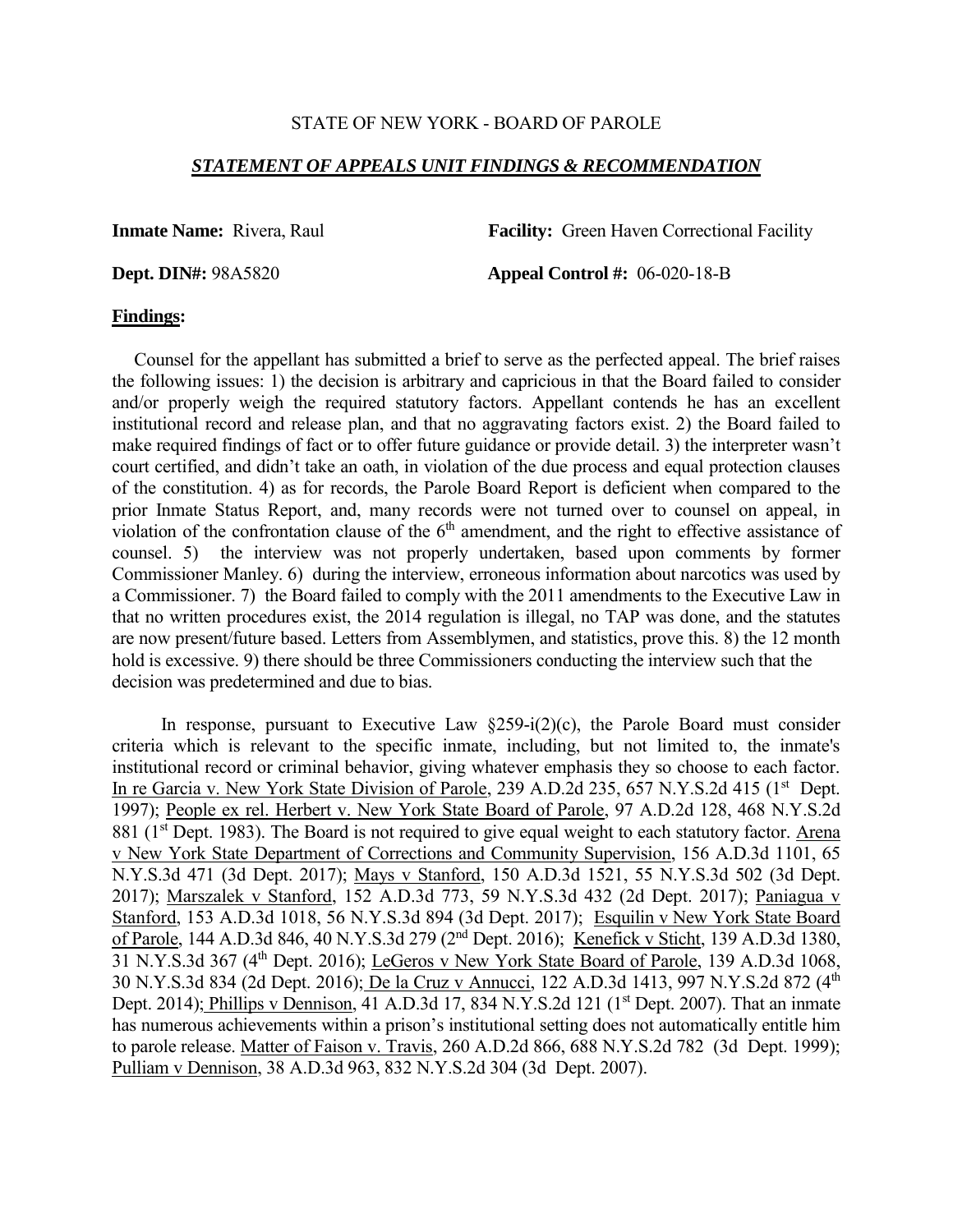STATE OF NEW YORK - BOARD OF PAROLE

***STATEMENT OF APPEALS UNIT FINDINGS & RECOMMENDATION***

**Inmate Name:** Rivera, Raul **Facility:** Green Haven Correctional Facility

**Dept. DIN#:** 98A5820 **Appeal Control #:** 06-020-18-B

**Findings:**

Counsel for the appellant has submitted a brief to serve as the perfected appeal. The brief raises the following issues: 1) the decision is arbitrary and capricious in that the Board failed to consider and/or properly weigh the required statutory factors. Appellant contends he has an excellent institutional record and release plan, and that no aggravating factors exist. 2) the Board failed to make required findings of fact or to offer future guidance or provide detail. 3) the interpreter wasn't court certified, and didn't take an oath, in violation of the due process and equal protection clauses of the constitution. 4) as for records, the Parole Board Report is deficient when compared to the prior Inmate Status Report, and, many records were not turned over to counsel on appeal, in violation of the confrontation clause of the 6th amendment, and the right to effective assistance of counsel. 5) the interview was not properly undertaken, based upon comments by former Commissioner Manley. 6) during the interview, erroneous information about narcotics was used by a Commissioner. 7) the Board failed to comply with the 2011 amendments to the Executive Law in that no written procedures exist, the 2014 regulation is illegal, no TAP was done, and the statutes are now present/future based. Letters from Assemblymen, and statistics, prove this. 8) the 12 month hold is excessive. 9) there should be three Commissioners conducting the interview such that the decision was predetermined and due to bias.

In response, pursuant to Executive Law §259-i(2)(c), the Parole Board must consider criteria which is relevant to the specific inmate, including, but not limited to, the inmate's institutional record or criminal behavior, giving whatever emphasis they so choose to each factor. In re Garcia v. New York State Division of Parole, 239 A.D.2d 235, 657 N.Y.S.2d 415 (1st Dept. 1997); People ex rel. Herbert v. New York State Board of Parole, 97 A.D.2d 128, 468 N.Y.S.2d 881 (1st Dept. 1983). The Board is not required to give equal weight to each statutory factor. Arena v New York State Department of Corrections and Community Supervision, 156 A.D.3d 1101, 65 N.Y.S.3d 471 (3d Dept. 2017); Mays v Stanford, 150 A.D.3d 1521, 55 N.Y.S.3d 502 (3d Dept. 2017); Marszalek v Stanford, 152 A.D.3d 773, 59 N.Y.S.3d 432 (2d Dept. 2017); Paniagua v Stanford, 153 A.D.3d 1018, 56 N.Y.S.3d 894 (3d Dept. 2017); Esquilin v New York State Board of Parole, 144 A.D.3d 846, 40 N.Y.S.3d 279 (2nd Dept. 2016); Kenefick v Sticht, 139 A.D.3d 1380, 31 N.Y.S.3d 367 (4th Dept. 2016); LeGeros v New York State Board of Parole, 139 A.D.3d 1068, 30 N.Y.S.3d 834 (2d Dept. 2016); De la Cruz v Annucci, 122 A.D.3d 1413, 997 N.Y.S.2d 872 (4th Dept. 2014); Phillips v Dennison, 41 A.D.3d 17, 834 N.Y.S.2d 121 (1st Dept. 2007). That an inmate has numerous achievements within a prison's institutional setting does not automatically entitle him to parole release. Matter of Faison v. Travis, 260 A.D.2d 866, 688 N.Y.S.2d 782 (3d Dept. 1999); Pulliam v Dennison, 38 A.D.3d 963, 832 N.Y.S.2d 304 (3d Dept. 2007).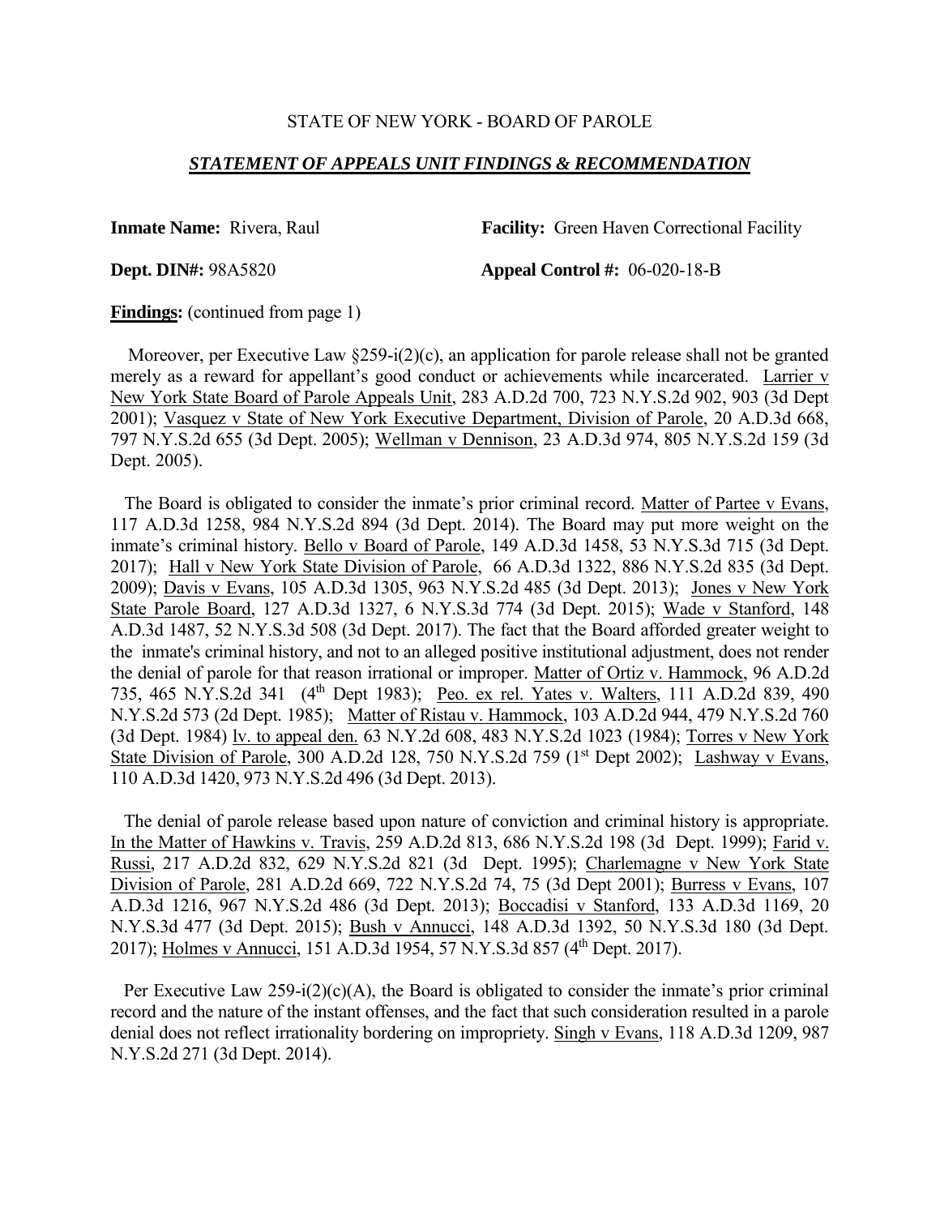STATE OF NEW YORK - BOARD OF PAROLE

***STATEMENT OF APPEALS UNIT FINDINGS & RECOMMENDATION***

**Inmate Name:** Rivera, Raul **Facility:** Green Haven Correctional Facility

**Dept. DIN#:** 98A5820 **Appeal Control #:** 06-020-18-B

**Findings:** (continued from page 1)

Moreover, per Executive Law §259-i(2)(c), an application for parole release shall not be granted merely as a reward for appellant's good conduct or achievements while incarcerated. Larrier v New York State Board of Parole Appeals Unit, 283 A.D.2d 700, 723 N.Y.S.2d 902, 903 (3d Dept 2001); Vasquez v State of New York Executive Department, Division of Parole, 20 A.D.3d 668, 797 N.Y.S.2d 655 (3d Dept. 2005); Wellman v Dennison, 23 A.D.3d 974, 805 N.Y.S.2d 159 (3d Dept. 2005).

The Board is obligated to consider the inmate's prior criminal record. Matter of Partee v Evans, 117 A.D.3d 1258, 984 N.Y.S.2d 894 (3d Dept. 2014). The Board may put more weight on the inmate's criminal history. Bello v Board of Parole, 149 A.D.3d 1458, 53 N.Y.S.3d 715 (3d Dept. 2017); Hall v New York State Division of Parole, 66 A.D.3d 1322, 886 N.Y.S.2d 835 (3d Dept. 2009); Davis v Evans, 105 A.D.3d 1305, 963 N.Y.S.2d 485 (3d Dept. 2013); Jones v New York State Parole Board, 127 A.D.3d 1327, 6 N.Y.S.3d 774 (3d Dept. 2015); Wade v Stanford, 148 A.D.3d 1487, 52 N.Y.S.3d 508 (3d Dept. 2017). The fact that the Board afforded greater weight to the inmate's criminal history, and not to an alleged positive institutional adjustment, does not render the denial of parole for that reason irrational or improper. Matter of Ortiz v. Hammock, 96 A.D.2d 735, 465 N.Y.S.2d 341 (4th Dept 1983); Peo. ex rel. Yates v. Walters, 111 A.D.2d 839, 490 N.Y.S.2d 573 (2d Dept. 1985); Matter of Ristau v. Hammock, 103 A.D.2d 944, 479 N.Y.S.2d 760 (3d Dept. 1984) lv. to appeal den. 63 N.Y.2d 608, 483 N.Y.S.2d 1023 (1984); Torres v New York State Division of Parole, 300 A.D.2d 128, 750 N.Y.S.2d 759 (1st Dept 2002); Lashway v Evans, 110 A.D.3d 1420, 973 N.Y.S.2d 496 (3d Dept. 2013).

The denial of parole release based upon nature of conviction and criminal history is appropriate. In the Matter of Hawkins v. Travis, 259 A.D.2d 813, 686 N.Y.S.2d 198 (3d Dept. 1999); Farid v. Russi, 217 A.D.2d 832, 629 N.Y.S.2d 821 (3d Dept. 1995); Charlemagne v New York State Division of Parole, 281 A.D.2d 669, 722 N.Y.S.2d 74, 75 (3d Dept 2001); Burress v Evans, 107 A.D.3d 1216, 967 N.Y.S.2d 486 (3d Dept. 2013); Boccadisi v Stanford, 133 A.D.3d 1169, 20 N.Y.S.3d 477 (3d Dept. 2015); Bush v Annucci, 148 A.D.3d 1392, 50 N.Y.S.3d 180 (3d Dept. 2017); Holmes v Annucci, 151 A.D.3d 1954, 57 N.Y.S.3d 857 (4th Dept. 2017).

Per Executive Law 259-i(2)(c)(A), the Board is obligated to consider the inmate's prior criminal record and the nature of the instant offenses, and the fact that such consideration resulted in a parole denial does not reflect irrationality bordering on impropriety. Singh v Evans, 118 A.D.3d 1209, 987 N.Y.S.2d 271 (3d Dept. 2014).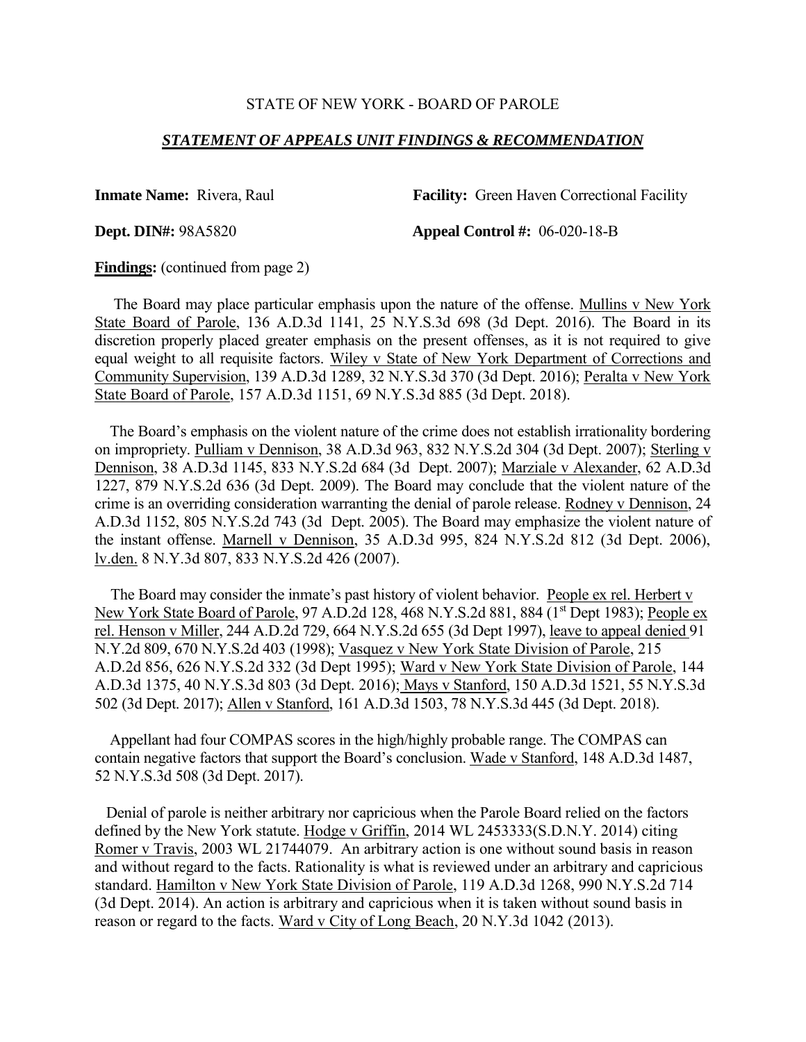STATE OF NEW YORK - BOARD OF PAROLE

***STATEMENT OF APPEALS UNIT FINDINGS & RECOMMENDATION***

**Inmate Name:** Rivera, Raul **Facility:** Green Haven Correctional Facility

**Dept. DIN#:** 98A5820 **Appeal Control #:** 06-020-18-B

**Findings:** (continued from page 2)

The Board may place particular emphasis upon the nature of the offense. Mullins v New York State Board of Parole, 136 A.D.3d 1141, 25 N.Y.S.3d 698 (3d Dept. 2016). The Board in its discretion properly placed greater emphasis on the present offenses, as it is not required to give equal weight to all requisite factors. Wiley v State of New York Department of Corrections and Community Supervision, 139 A.D.3d 1289, 32 N.Y.S.3d 370 (3d Dept. 2016); Peralta v New York State Board of Parole, 157 A.D.3d 1151, 69 N.Y.S.3d 885 (3d Dept. 2018).

The Board's emphasis on the violent nature of the crime does not establish irrationality bordering on impropriety. Pulliam v Dennison, 38 A.D.3d 963, 832 N.Y.S.2d 304 (3d Dept. 2007); Sterling v Dennison, 38 A.D.3d 1145, 833 N.Y.S.2d 684 (3d Dept. 2007); Marziale v Alexander, 62 A.D.3d 1227, 879 N.Y.S.2d 636 (3d Dept. 2009). The Board may conclude that the violent nature of the crime is an overriding consideration warranting the denial of parole release. Rodney v Dennison, 24 A.D.3d 1152, 805 N.Y.S.2d 743 (3d Dept. 2005). The Board may emphasize the violent nature of the instant offense. Marnell v Dennison, 35 A.D.3d 995, 824 N.Y.S.2d 812 (3d Dept. 2006), lv.den. 8 N.Y.3d 807, 833 N.Y.S.2d 426 (2007).

The Board may consider the inmate's past history of violent behavior. People ex rel. Herbert v New York State Board of Parole, 97 A.D.2d 128, 468 N.Y.S.2d 881, 884 (1st Dept 1983); People ex rel. Henson v Miller, 244 A.D.2d 729, 664 N.Y.S.2d 655 (3d Dept 1997), leave to appeal denied 91 N.Y.2d 809, 670 N.Y.S.2d 403 (1998); Vasquez v New York State Division of Parole, 215 A.D.2d 856, 626 N.Y.S.2d 332 (3d Dept 1995); Ward v New York State Division of Parole, 144 A.D.3d 1375, 40 N.Y.S.3d 803 (3d Dept. 2016); Mays v Stanford, 150 A.D.3d 1521, 55 N.Y.S.3d 502 (3d Dept. 2017); Allen v Stanford, 161 A.D.3d 1503, 78 N.Y.S.3d 445 (3d Dept. 2018).

Appellant had four COMPAS scores in the high/highly probable range. The COMPAS can contain negative factors that support the Board's conclusion. Wade v Stanford, 148 A.D.3d 1487, 52 N.Y.S.3d 508 (3d Dept. 2017).

Denial of parole is neither arbitrary nor capricious when the Parole Board relied on the factors defined by the New York statute. Hodge v Griffin, 2014 WL 2453333(S.D.N.Y. 2014) citing Romer v Travis, 2003 WL 21744079. An arbitrary action is one without sound basis in reason and without regard to the facts. Rationality is what is reviewed under an arbitrary and capricious standard. Hamilton v New York State Division of Parole, 119 A.D.3d 1268, 990 N.Y.S.2d 714 (3d Dept. 2014). An action is arbitrary and capricious when it is taken without sound basis in reason or regard to the facts. Ward v City of Long Beach, 20 N.Y.3d 1042 (2013).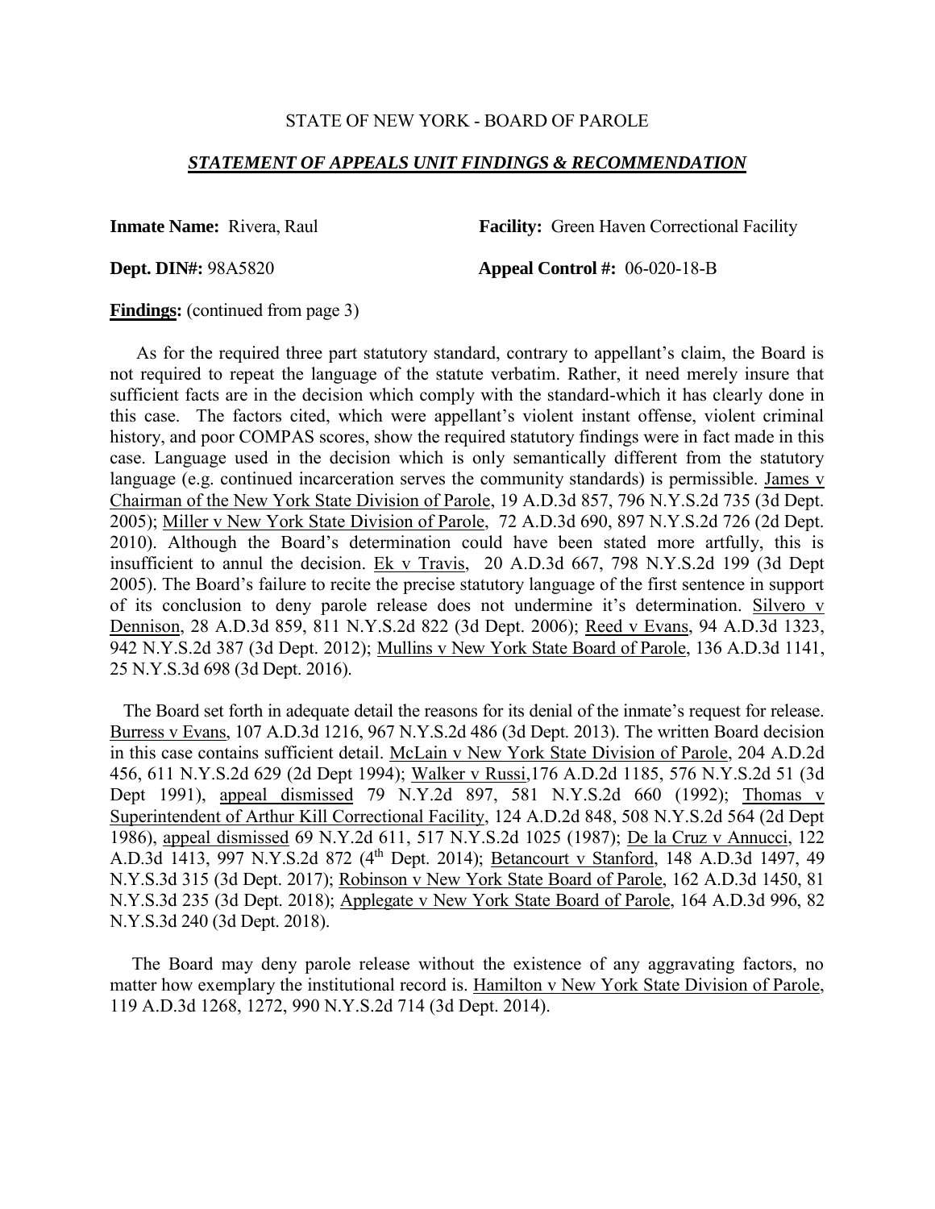STATE OF NEW YORK - BOARD OF PAROLE

***STATEMENT OF APPEALS UNIT FINDINGS & RECOMMENDATION***

**Inmate Name:** Rivera, Raul **Facility:** Green Haven Correctional Facility

**Dept. DIN#:** 98A5820 **Appeal Control #:** 06-020-18-B

**Findings:** (continued from page 3)

As for the required three part statutory standard, contrary to appellant's claim, the Board is not required to repeat the language of the statute verbatim. Rather, it need merely insure that sufficient facts are in the decision which comply with the standard-which it has clearly done in this case. The factors cited, which were appellant's violent instant offense, violent criminal history, and poor COMPAS scores, show the required statutory findings were in fact made in this case. Language used in the decision which is only semantically different from the statutory language (e.g. continued incarceration serves the community standards) is permissible. James v Chairman of the New York State Division of Parole, 19 A.D.3d 857, 796 N.Y.S.2d 735 (3d Dept. 2005); Miller v New York State Division of Parole, 72 A.D.3d 690, 897 N.Y.S.2d 726 (2d Dept. 2010). Although the Board's determination could have been stated more artfully, this is insufficient to annul the decision. Ek v Travis, 20 A.D.3d 667, 798 N.Y.S.2d 199 (3d Dept 2005). The Board's failure to recite the precise statutory language of the first sentence in support of its conclusion to deny parole release does not undermine it's determination. Silvero v Dennison, 28 A.D.3d 859, 811 N.Y.S.2d 822 (3d Dept. 2006); Reed v Evans, 94 A.D.3d 1323, 942 N.Y.S.2d 387 (3d Dept. 2012); Mullins v New York State Board of Parole, 136 A.D.3d 1141, 25 N.Y.S.3d 698 (3d Dept. 2016).

The Board set forth in adequate detail the reasons for its denial of the inmate's request for release. Burress v Evans, 107 A.D.3d 1216, 967 N.Y.S.2d 486 (3d Dept. 2013). The written Board decision in this case contains sufficient detail. McLain v New York State Division of Parole, 204 A.D.2d 456, 611 N.Y.S.2d 629 (2d Dept 1994); Walker v Russi,176 A.D.2d 1185, 576 N.Y.S.2d 51 (3d Dept 1991), appeal dismissed 79 N.Y.2d 897, 581 N.Y.S.2d 660 (1992); Thomas v Superintendent of Arthur Kill Correctional Facility, 124 A.D.2d 848, 508 N.Y.S.2d 564 (2d Dept 1986), appeal dismissed 69 N.Y.2d 611, 517 N.Y.S.2d 1025 (1987); De la Cruz v Annucci, 122 A.D.3d 1413, 997 N.Y.S.2d 872 (4th Dept. 2014); Betancourt v Stanford, 148 A.D.3d 1497, 49 N.Y.S.3d 315 (3d Dept. 2017); Robinson v New York State Board of Parole, 162 A.D.3d 1450, 81 N.Y.S.3d 235 (3d Dept. 2018); Applegate v New York State Board of Parole, 164 A.D.3d 996, 82 N.Y.S.3d 240 (3d Dept. 2018).

The Board may deny parole release without the existence of any aggravating factors, no matter how exemplary the institutional record is. Hamilton v New York State Division of Parole, 119 A.D.3d 1268, 1272, 990 N.Y.S.2d 714 (3d Dept. 2014).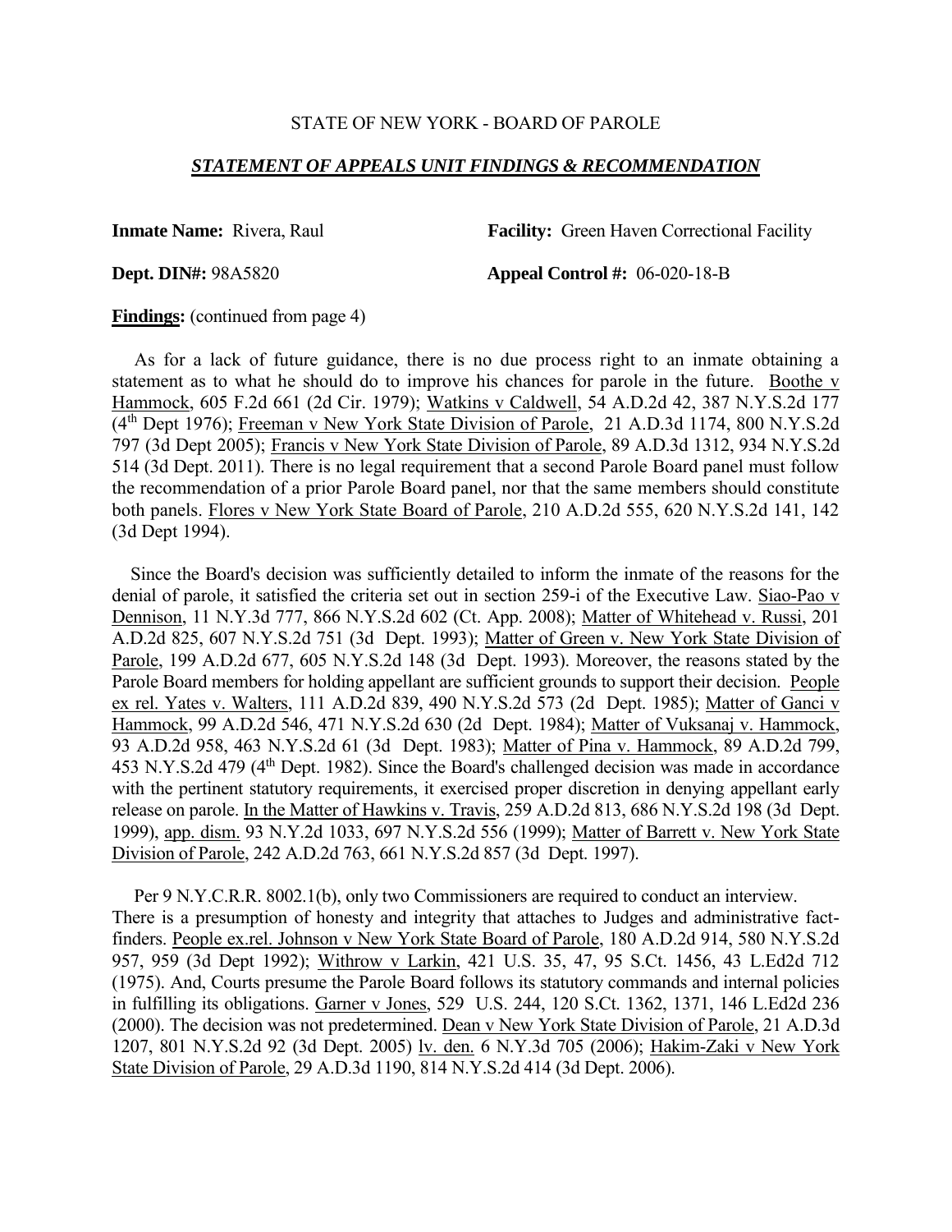STATE OF NEW YORK - BOARD OF PAROLE

***STATEMENT OF APPEALS UNIT FINDINGS & RECOMMENDATION***

**Inmate Name:** Rivera, Raul **Facility:** Green Haven Correctional Facility

**Dept. DIN#:** 98A5820 **Appeal Control #:** 06-020-18-B

**Findings:** (continued from page 4)

As for a lack of future guidance, there is no due process right to an inmate obtaining a statement as to what he should do to improve his chances for parole in the future. Boothe v Hammock, 605 F.2d 661 (2d Cir. 1979); Watkins v Caldwell, 54 A.D.2d 42, 387 N.Y.S.2d 177 (4th Dept 1976); Freeman v New York State Division of Parole, 21 A.D.3d 1174, 800 N.Y.S.2d 797 (3d Dept 2005); Francis v New York State Division of Parole, 89 A.D.3d 1312, 934 N.Y.S.2d 514 (3d Dept. 2011). There is no legal requirement that a second Parole Board panel must follow the recommendation of a prior Parole Board panel, nor that the same members should constitute both panels. Flores v New York State Board of Parole, 210 A.D.2d 555, 620 N.Y.S.2d 141, 142 (3d Dept 1994).

Since the Board's decision was sufficiently detailed to inform the inmate of the reasons for the denial of parole, it satisfied the criteria set out in section 259-i of the Executive Law. Siao-Pao v Dennison, 11 N.Y.3d 777, 866 N.Y.S.2d 602 (Ct. App. 2008); Matter of Whitehead v. Russi, 201 A.D.2d 825, 607 N.Y.S.2d 751 (3d Dept. 1993); Matter of Green v. New York State Division of Parole, 199 A.D.2d 677, 605 N.Y.S.2d 148 (3d Dept. 1993). Moreover, the reasons stated by the Parole Board members for holding appellant are sufficient grounds to support their decision. People ex rel. Yates v. Walters, 111 A.D.2d 839, 490 N.Y.S.2d 573 (2d Dept. 1985); Matter of Ganci v Hammock, 99 A.D.2d 546, 471 N.Y.S.2d 630 (2d Dept. 1984); Matter of Vuksanaj v. Hammock, 93 A.D.2d 958, 463 N.Y.S.2d 61 (3d Dept. 1983); Matter of Pina v. Hammock, 89 A.D.2d 799, 453 N.Y.S.2d 479 (4th Dept. 1982). Since the Board's challenged decision was made in accordance with the pertinent statutory requirements, it exercised proper discretion in denying appellant early release on parole. In the Matter of Hawkins v. Travis, 259 A.D.2d 813, 686 N.Y.S.2d 198 (3d Dept. 1999), app. dism. 93 N.Y.2d 1033, 697 N.Y.S.2d 556 (1999); Matter of Barrett v. New York State Division of Parole, 242 A.D.2d 763, 661 N.Y.S.2d 857 (3d Dept. 1997).

Per 9 N.Y.C.R.R. 8002.1(b), only two Commissioners are required to conduct an interview. There is a presumption of honesty and integrity that attaches to Judges and administrative fact-finders. People ex.rel. Johnson v New York State Board of Parole, 180 A.D.2d 914, 580 N.Y.S.2d 957, 959 (3d Dept 1992); Withrow v Larkin, 421 U.S. 35, 47, 95 S.Ct. 1456, 43 L.Ed2d 712 (1975). And, Courts presume the Parole Board follows its statutory commands and internal policies in fulfilling its obligations. Garner v Jones, 529 U.S. 244, 120 S.Ct. 1362, 1371, 146 L.Ed2d 236 (2000). The decision was not predetermined. Dean v New York State Division of Parole, 21 A.D.3d 1207, 801 N.Y.S.2d 92 (3d Dept. 2005) lv. den. 6 N.Y.3d 705 (2006); Hakim-Zaki v New York State Division of Parole, 29 A.D.3d 1190, 814 N.Y.S.2d 414 (3d Dept. 2006).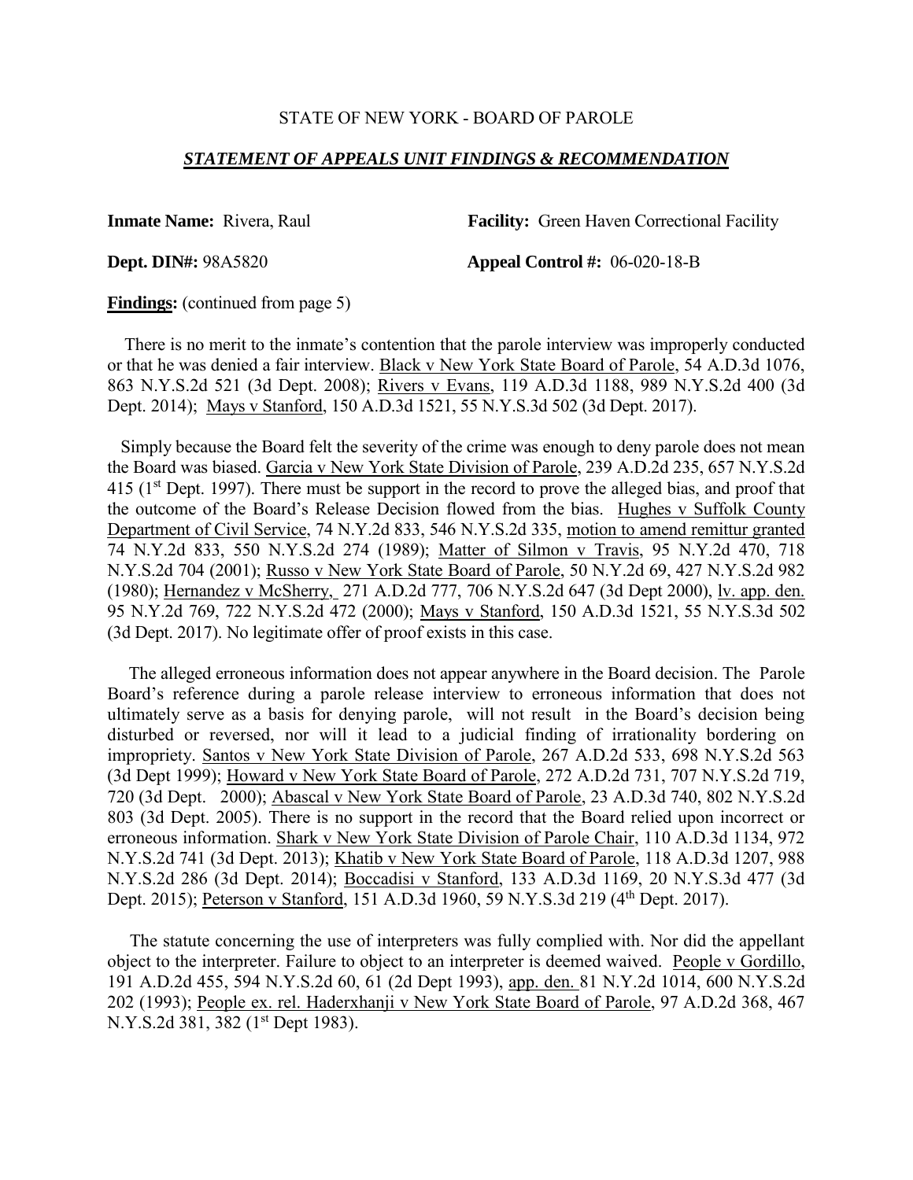STATE OF NEW YORK - BOARD OF PAROLE

***STATEMENT OF APPEALS UNIT FINDINGS & RECOMMENDATION***

**Inmate Name:** Rivera, Raul **Facility:** Green Haven Correctional Facility

**Dept. DIN#:** 98A5820 **Appeal Control #:** 06-020-18-B

**Findings:** (continued from page 5)

There is no merit to the inmate's contention that the parole interview was improperly conducted or that he was denied a fair interview. Black v New York State Board of Parole, 54 A.D.3d 1076, 863 N.Y.S.2d 521 (3d Dept. 2008); Rivers v Evans, 119 A.D.3d 1188, 989 N.Y.S.2d 400 (3d Dept. 2014); Mays v Stanford, 150 A.D.3d 1521, 55 N.Y.S.3d 502 (3d Dept. 2017).

Simply because the Board felt the severity of the crime was enough to deny parole does not mean the Board was biased. Garcia v New York State Division of Parole, 239 A.D.2d 235, 657 N.Y.S.2d 415 (1st Dept. 1997). There must be support in the record to prove the alleged bias, and proof that the outcome of the Board's Release Decision flowed from the bias. Hughes v Suffolk County Department of Civil Service, 74 N.Y.2d 833, 546 N.Y.S.2d 335, motion to amend remittur granted 74 N.Y.2d 833, 550 N.Y.S.2d 274 (1989); Matter of Silmon v Travis, 95 N.Y.2d 470, 718 N.Y.S.2d 704 (2001); Russo v New York State Board of Parole, 50 N.Y.2d 69, 427 N.Y.S.2d 982 (1980); Hernandez v McSherry, 271 A.D.2d 777, 706 N.Y.S.2d 647 (3d Dept 2000), lv. app. den. 95 N.Y.2d 769, 722 N.Y.S.2d 472 (2000); Mays v Stanford, 150 A.D.3d 1521, 55 N.Y.S.3d 502 (3d Dept. 2017). No legitimate offer of proof exists in this case.

The alleged erroneous information does not appear anywhere in the Board decision. The Parole Board's reference during a parole release interview to erroneous information that does not ultimately serve as a basis for denying parole, will not result in the Board's decision being disturbed or reversed, nor will it lead to a judicial finding of irrationality bordering on impropriety. Santos v New York State Division of Parole, 267 A.D.2d 533, 698 N.Y.S.2d 563 (3d Dept 1999); Howard v New York State Board of Parole, 272 A.D.2d 731, 707 N.Y.S.2d 719, 720 (3d Dept. 2000); Abascal v New York State Board of Parole, 23 A.D.3d 740, 802 N.Y.S.2d 803 (3d Dept. 2005). There is no support in the record that the Board relied upon incorrect or erroneous information. Shark v New York State Division of Parole Chair, 110 A.D.3d 1134, 972 N.Y.S.2d 741 (3d Dept. 2013); Khatib v New York State Board of Parole, 118 A.D.3d 1207, 988 N.Y.S.2d 286 (3d Dept. 2014); Boccadisi v Stanford, 133 A.D.3d 1169, 20 N.Y.S.3d 477 (3d Dept. 2015); Peterson v Stanford, 151 A.D.3d 1960, 59 N.Y.S.3d 219 (4th Dept. 2017).

The statute concerning the use of interpreters was fully complied with. Nor did the appellant object to the interpreter. Failure to object to an interpreter is deemed waived. People v Gordillo, 191 A.D.2d 455, 594 N.Y.S.2d 60, 61 (2d Dept 1993), app. den. 81 N.Y.2d 1014, 600 N.Y.S.2d 202 (1993); People ex. rel. Haderxhanji v New York State Board of Parole, 97 A.D.2d 368, 467 N.Y.S.2d 381, 382 (1st Dept 1983).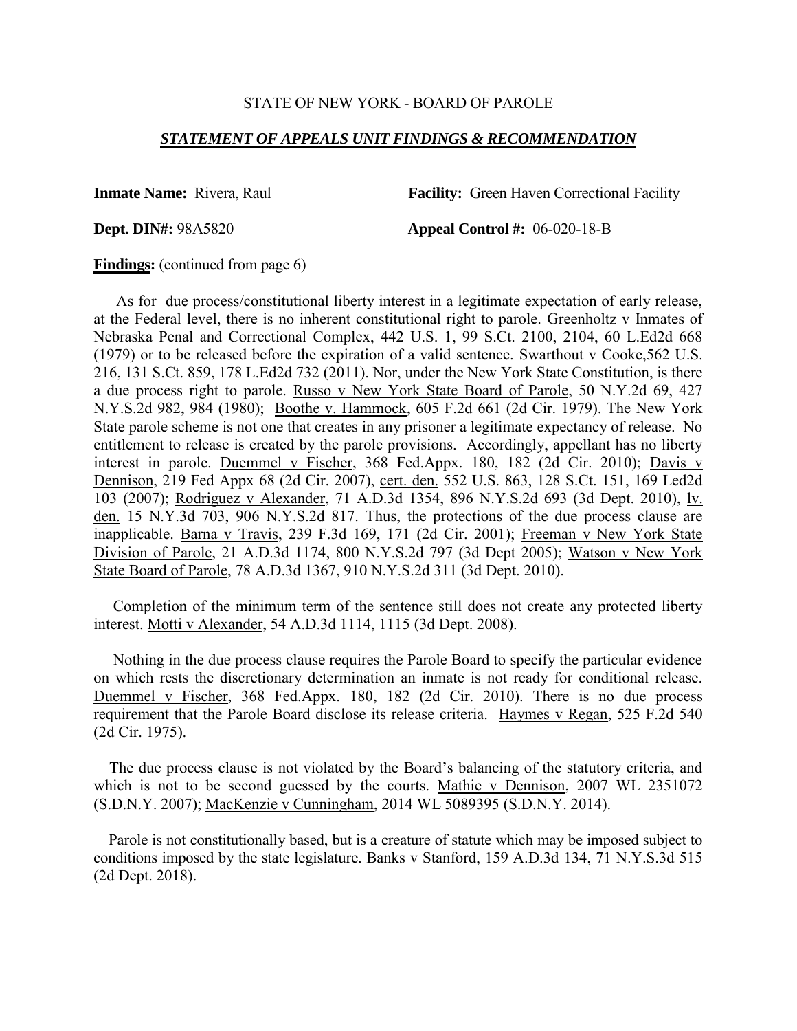STATE OF NEW YORK - BOARD OF PAROLE

***STATEMENT OF APPEALS UNIT FINDINGS & RECOMMENDATION***

**Inmate Name:** Rivera, Raul **Facility:** Green Haven Correctional Facility

**Dept. DIN#:** 98A5820 **Appeal Control #:** 06-020-18-B

**Findings:** (continued from page 6)

As for due process/constitutional liberty interest in a legitimate expectation of early release, at the Federal level, there is no inherent constitutional right to parole. Greenholtz v Inmates of Nebraska Penal and Correctional Complex, 442 U.S. 1, 99 S.Ct. 2100, 2104, 60 L.Ed2d 668 (1979) or to be released before the expiration of a valid sentence. Swarthout v Cooke,562 U.S. 216, 131 S.Ct. 859, 178 L.Ed2d 732 (2011). Nor, under the New York State Constitution, is there a due process right to parole. Russo v New York State Board of Parole, 50 N.Y.2d 69, 427 N.Y.S.2d 982, 984 (1980); Boothe v. Hammock, 605 F.2d 661 (2d Cir. 1979). The New York State parole scheme is not one that creates in any prisoner a legitimate expectancy of release. No entitlement to release is created by the parole provisions. Accordingly, appellant has no liberty interest in parole. Duemmel v Fischer, 368 Fed.Appx. 180, 182 (2d Cir. 2010); Davis v Dennison, 219 Fed Appx 68 (2d Cir. 2007), cert. den. 552 U.S. 863, 128 S.Ct. 151, 169 Led2d 103 (2007); Rodriguez v Alexander, 71 A.D.3d 1354, 896 N.Y.S.2d 693 (3d Dept. 2010), lv. den. 15 N.Y.3d 703, 906 N.Y.S.2d 817. Thus, the protections of the due process clause are inapplicable. Barna v Travis, 239 F.3d 169, 171 (2d Cir. 2001); Freeman v New York State Division of Parole, 21 A.D.3d 1174, 800 N.Y.S.2d 797 (3d Dept 2005); Watson v New York State Board of Parole, 78 A.D.3d 1367, 910 N.Y.S.2d 311 (3d Dept. 2010).

Completion of the minimum term of the sentence still does not create any protected liberty interest. Motti v Alexander, 54 A.D.3d 1114, 1115 (3d Dept. 2008).

Nothing in the due process clause requires the Parole Board to specify the particular evidence on which rests the discretionary determination an inmate is not ready for conditional release. Duemmel v Fischer, 368 Fed.Appx. 180, 182 (2d Cir. 2010). There is no due process requirement that the Parole Board disclose its release criteria. Haymes v Regan, 525 F.2d 540 (2d Cir. 1975).

The due process clause is not violated by the Board's balancing of the statutory criteria, and which is not to be second guessed by the courts. Mathie v Dennison, 2007 WL 2351072 (S.D.N.Y. 2007); MacKenzie v Cunningham, 2014 WL 5089395 (S.D.N.Y. 2014).

Parole is not constitutionally based, but is a creature of statute which may be imposed subject to conditions imposed by the state legislature. Banks v Stanford, 159 A.D.3d 134, 71 N.Y.S.3d 515 (2d Dept. 2018).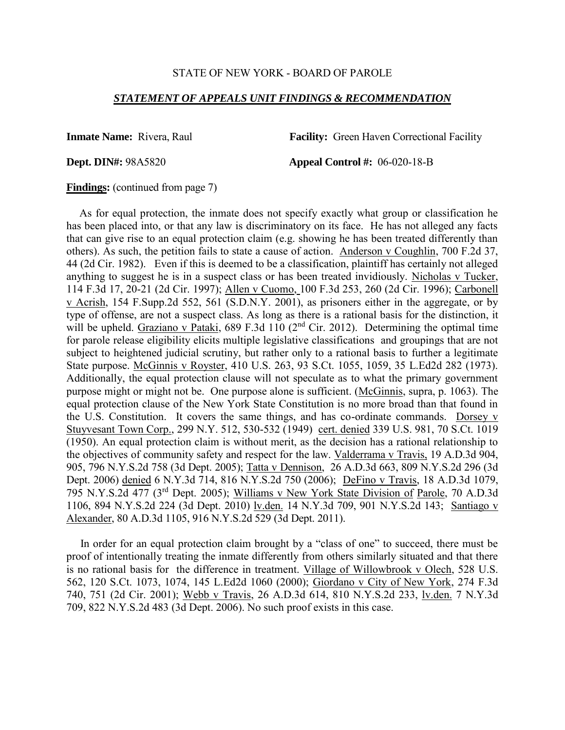STATE OF NEW YORK - BOARD OF PAROLE

***STATEMENT OF APPEALS UNIT FINDINGS & RECOMMENDATION***

**Inmate Name:** Rivera, Raul **Facility:** Green Haven Correctional Facility

**Dept. DIN#:** 98A5820 **Appeal Control #:** 06-020-18-B

**Findings:** (continued from page 7)

As for equal protection, the inmate does not specify exactly what group or classification he has been placed into, or that any law is discriminatory on its face. He has not alleged any facts that can give rise to an equal protection claim (e.g. showing he has been treated differently than others). As such, the petition fails to state a cause of action. Anderson v Coughlin, 700 F.2d 37, 44 (2d Cir. 1982). Even if this is deemed to be a classification, plaintiff has certainly not alleged anything to suggest he is in a suspect class or has been treated invidiously. Nicholas v Tucker, 114 F.3d 17, 20-21 (2d Cir. 1997); Allen v Cuomo, 100 F.3d 253, 260 (2d Cir. 1996); Carbonell v Acrish, 154 F.Supp.2d 552, 561 (S.D.N.Y. 2001), as prisoners either in the aggregate, or by type of offense, are not a suspect class. As long as there is a rational basis for the distinction, it will be upheld. Graziano v Pataki, 689 F.3d 110 (2nd Cir. 2012). Determining the optimal time for parole release eligibility elicits multiple legislative classifications and groupings that are not subject to heightened judicial scrutiny, but rather only to a rational basis to further a legitimate State purpose. McGinnis v Royster, 410 U.S. 263, 93 S.Ct. 1055, 1059, 35 L.Ed2d 282 (1973). Additionally, the equal protection clause will not speculate as to what the primary government purpose might or might not be. One purpose alone is sufficient. (McGinnis, supra, p. 1063). The equal protection clause of the New York State Constitution is no more broad than that found in the U.S. Constitution. It covers the same things, and has co-ordinate commands. Dorsey v Stuyvesant Town Corp., 299 N.Y. 512, 530-532 (1949) cert. denied 339 U.S. 981, 70 S.Ct. 1019 (1950). An equal protection claim is without merit, as the decision has a rational relationship to the objectives of community safety and respect for the law. Valderrama v Travis, 19 A.D.3d 904, 905, 796 N.Y.S.2d 758 (3d Dept. 2005); Tatta v Dennison, 26 A.D.3d 663, 809 N.Y.S.2d 296 (3d Dept. 2006) denied 6 N.Y.3d 714, 816 N.Y.S.2d 750 (2006); DeFino v Travis, 18 A.D.3d 1079, 795 N.Y.S.2d 477 (3rd Dept. 2005); Williams v New York State Division of Parole, 70 A.D.3d 1106, 894 N.Y.S.2d 224 (3d Dept. 2010) lv.den. 14 N.Y.3d 709, 901 N.Y.S.2d 143; Santiago v Alexander, 80 A.D.3d 1105, 916 N.Y.S.2d 529 (3d Dept. 2011).

In order for an equal protection claim brought by a "class of one" to succeed, there must be proof of intentionally treating the inmate differently from others similarly situated and that there is no rational basis for the difference in treatment. Village of Willowbrook v Olech, 528 U.S. 562, 120 S.Ct. 1073, 1074, 145 L.Ed2d 1060 (2000); Giordano v City of New York, 274 F.3d 740, 751 (2d Cir. 2001); Webb v Travis, 26 A.D.3d 614, 810 N.Y.S.2d 233, lv.den. 7 N.Y.3d 709, 822 N.Y.S.2d 483 (3d Dept. 2006). No such proof exists in this case.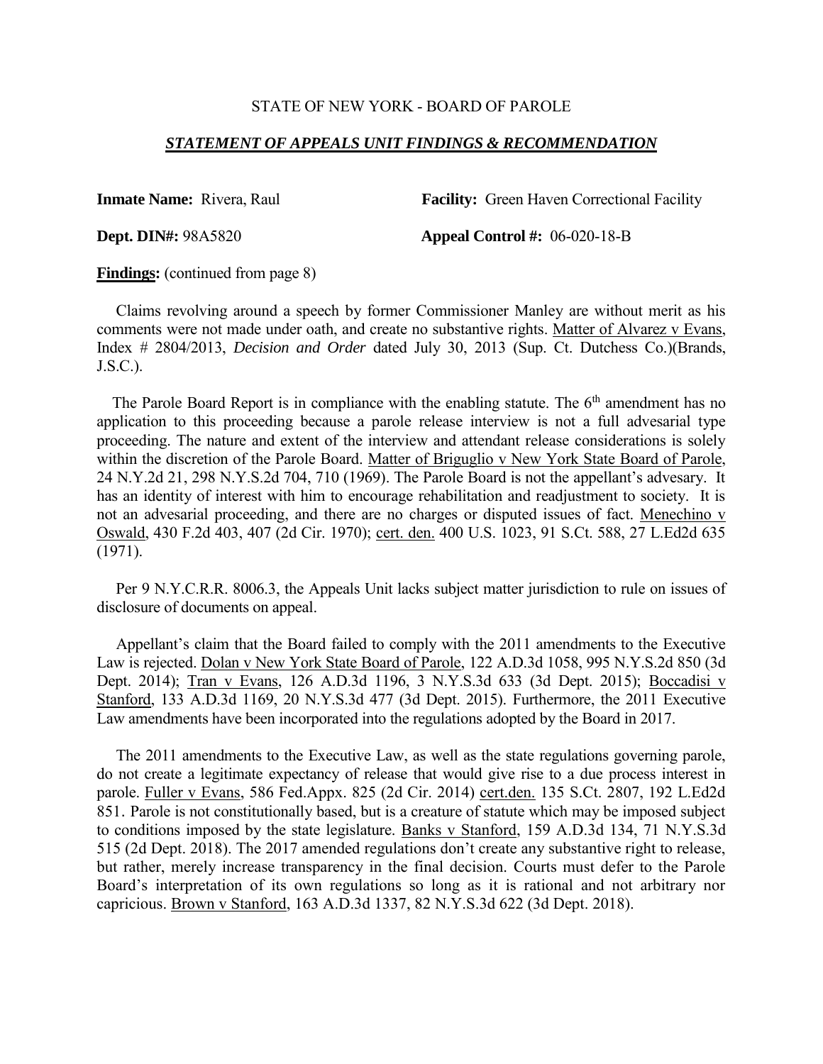STATE OF NEW YORK - BOARD OF PAROLE

***STATEMENT OF APPEALS UNIT FINDINGS & RECOMMENDATION***

**Inmate Name:** Rivera, Raul **Facility:** Green Haven Correctional Facility

**Dept. DIN#:** 98A5820 **Appeal Control #:** 06-020-18-B

**Findings:** (continued from page 8)

Claims revolving around a speech by former Commissioner Manley are without merit as his comments were not made under oath, and create no substantive rights. Matter of Alvarez v Evans, Index # 2804/2013, *Decision and Order* dated July 30, 2013 (Sup. Ct. Dutchess Co.)(Brands, J.S.C.).

The Parole Board Report is in compliance with the enabling statute. The 6th amendment has no application to this proceeding because a parole release interview is not a full advesarial type proceeding. The nature and extent of the interview and attendant release considerations is solely within the discretion of the Parole Board. Matter of Briguglio v New York State Board of Parole, 24 N.Y.2d 21, 298 N.Y.S.2d 704, 710 (1969). The Parole Board is not the appellant's advesary. It has an identity of interest with him to encourage rehabilitation and readjustment to society. It is not an advesarial proceeding, and there are no charges or disputed issues of fact. Menechino v Oswald, 430 F.2d 403, 407 (2d Cir. 1970); cert. den. 400 U.S. 1023, 91 S.Ct. 588, 27 L.Ed2d 635 (1971).

Per 9 N.Y.C.R.R. 8006.3, the Appeals Unit lacks subject matter jurisdiction to rule on issues of disclosure of documents on appeal.

Appellant's claim that the Board failed to comply with the 2011 amendments to the Executive Law is rejected. Dolan v New York State Board of Parole, 122 A.D.3d 1058, 995 N.Y.S.2d 850 (3d Dept. 2014); Tran v Evans, 126 A.D.3d 1196, 3 N.Y.S.3d 633 (3d Dept. 2015); Boccadisi v Stanford, 133 A.D.3d 1169, 20 N.Y.S.3d 477 (3d Dept. 2015). Furthermore, the 2011 Executive Law amendments have been incorporated into the regulations adopted by the Board in 2017.

The 2011 amendments to the Executive Law, as well as the state regulations governing parole, do not create a legitimate expectancy of release that would give rise to a due process interest in parole. Fuller v Evans, 586 Fed.Appx. 825 (2d Cir. 2014) cert.den. 135 S.Ct. 2807, 192 L.Ed2d 851. Parole is not constitutionally based, but is a creature of statute which may be imposed subject to conditions imposed by the state legislature. Banks v Stanford, 159 A.D.3d 134, 71 N.Y.S.3d 515 (2d Dept. 2018). The 2017 amended regulations don't create any substantive right to release, but rather, merely increase transparency in the final decision. Courts must defer to the Parole Board's interpretation of its own regulations so long as it is rational and not arbitrary nor capricious. Brown v Stanford, 163 A.D.3d 1337, 82 N.Y.S.3d 622 (3d Dept. 2018).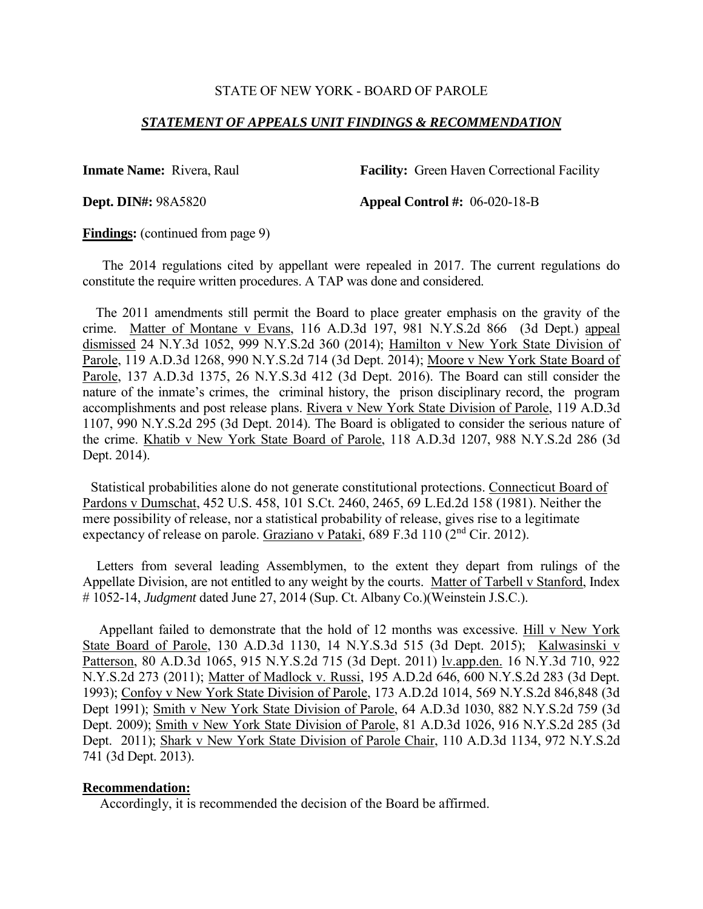STATE OF NEW YORK - BOARD OF PAROLE

## ***STATEMENT OF APPEALS UNIT FINDINGS & RECOMMENDATION***

**Inmate Name:** Rivera, Raul **Facility:** Green Haven Correctional Facility

**Dept. DIN#:** 98A5820 **Appeal Control #:** 06-020-18-B

**Findings:** (continued from page 9)

The 2014 regulations cited by appellant were repealed in 2017. The current regulations do constitute the require written procedures. A TAP was done and considered.

The 2011 amendments still permit the Board to place greater emphasis on the gravity of the crime. Matter of Montane v Evans, 116 A.D.3d 197, 981 N.Y.S.2d 866 (3d Dept.) appeal dismissed 24 N.Y.3d 1052, 999 N.Y.S.2d 360 (2014); Hamilton v New York State Division of Parole, 119 A.D.3d 1268, 990 N.Y.S.2d 714 (3d Dept. 2014); Moore v New York State Board of Parole, 137 A.D.3d 1375, 26 N.Y.S.3d 412 (3d Dept. 2016). The Board can still consider the nature of the inmate's crimes, the criminal history, the prison disciplinary record, the program accomplishments and post release plans. Rivera v New York State Division of Parole, 119 A.D.3d 1107, 990 N.Y.S.2d 295 (3d Dept. 2014). The Board is obligated to consider the serious nature of the crime. Khatib v New York State Board of Parole, 118 A.D.3d 1207, 988 N.Y.S.2d 286 (3d Dept. 2014).

Statistical probabilities alone do not generate constitutional protections. Connecticut Board of Pardons v Dumschat, 452 U.S. 458, 101 S.Ct. 2460, 2465, 69 L.Ed.2d 158 (1981). Neither the mere possibility of release, nor a statistical probability of release, gives rise to a legitimate expectancy of release on parole. Graziano v Pataki, 689 F.3d 110 (2nd Cir. 2012).

Letters from several leading Assemblymen, to the extent they depart from rulings of the Appellate Division, are not entitled to any weight by the courts. Matter of Tarbell v Stanford, Index # 1052-14, *Judgment* dated June 27, 2014 (Sup. Ct. Albany Co.)(Weinstein J.S.C.).

Appellant failed to demonstrate that the hold of 12 months was excessive. Hill v New York State Board of Parole, 130 A.D.3d 1130, 14 N.Y.S.3d 515 (3d Dept. 2015); Kalwasinski v Patterson, 80 A.D.3d 1065, 915 N.Y.S.2d 715 (3d Dept. 2011) lv.app.den. 16 N.Y.3d 710, 922 N.Y.S.2d 273 (2011); Matter of Madlock v. Russi, 195 A.D.2d 646, 600 N.Y.S.2d 283 (3d Dept. 1993); Confoy v New York State Division of Parole, 173 A.D.2d 1014, 569 N.Y.S.2d 846,848 (3d Dept 1991); Smith v New York State Division of Parole, 64 A.D.3d 1030, 882 N.Y.S.2d 759 (3d Dept. 2009); Smith v New York State Division of Parole, 81 A.D.3d 1026, 916 N.Y.S.2d 285 (3d Dept. 2011); Shark v New York State Division of Parole Chair, 110 A.D.3d 1134, 972 N.Y.S.2d 741 (3d Dept. 2013).

**Recommendation:**

Accordingly, it is recommended the decision of the Board be affirmed.